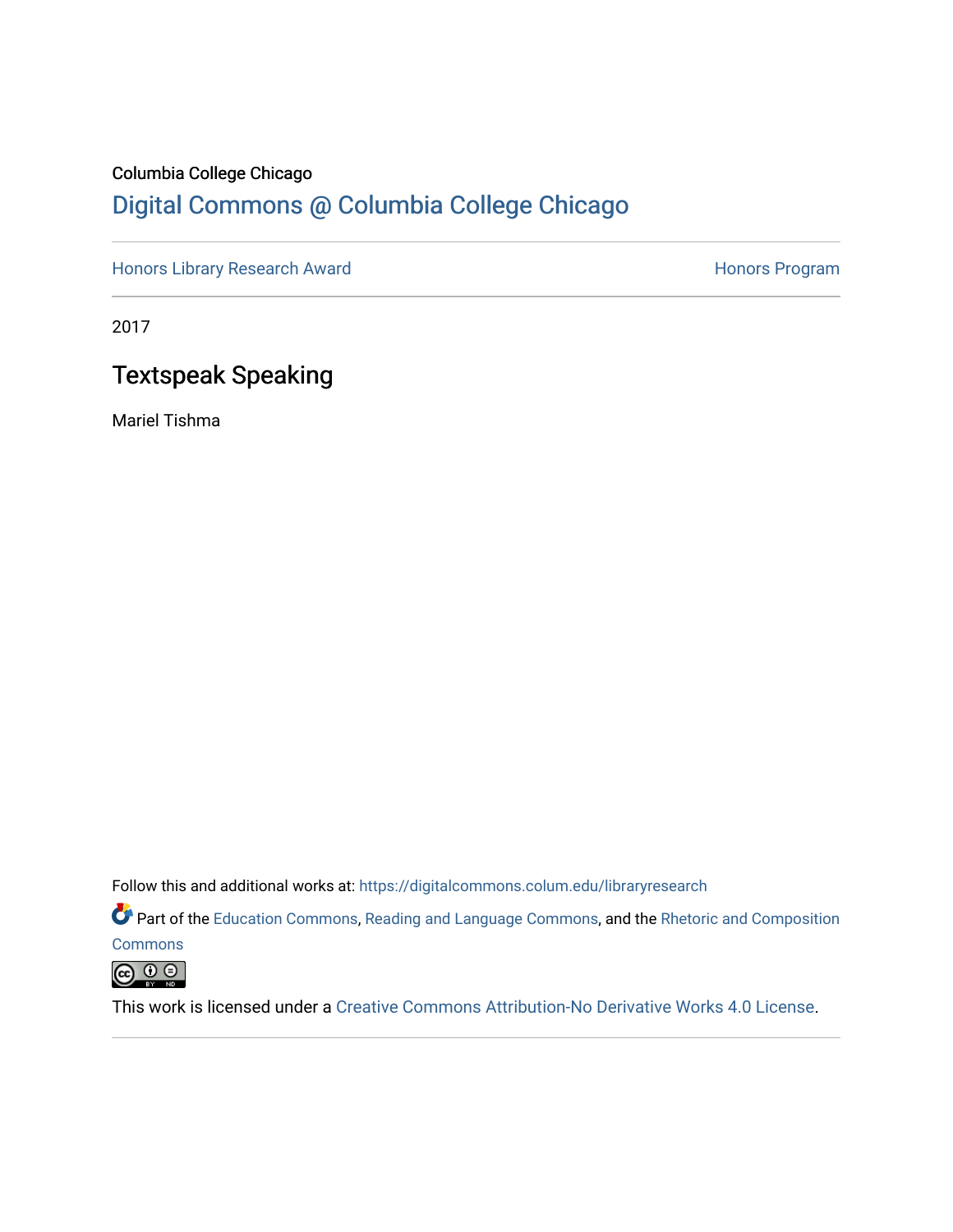Columbia College Chicago

## Digital Commons @ Columbia College Chicago

Honors Library Research Award — Honors Program

2017

# Textspeak Speaking

Mariel Tishma

Follow this and additional works at: https://digitalcommons.colum.edu/libraryresearch

Part of the Education Commons, Reading and Language Commons, and the Rhetoric and Composition Commons

This work is licensed under a Creative Commons Attribution-No Derivative Works 4.0 License.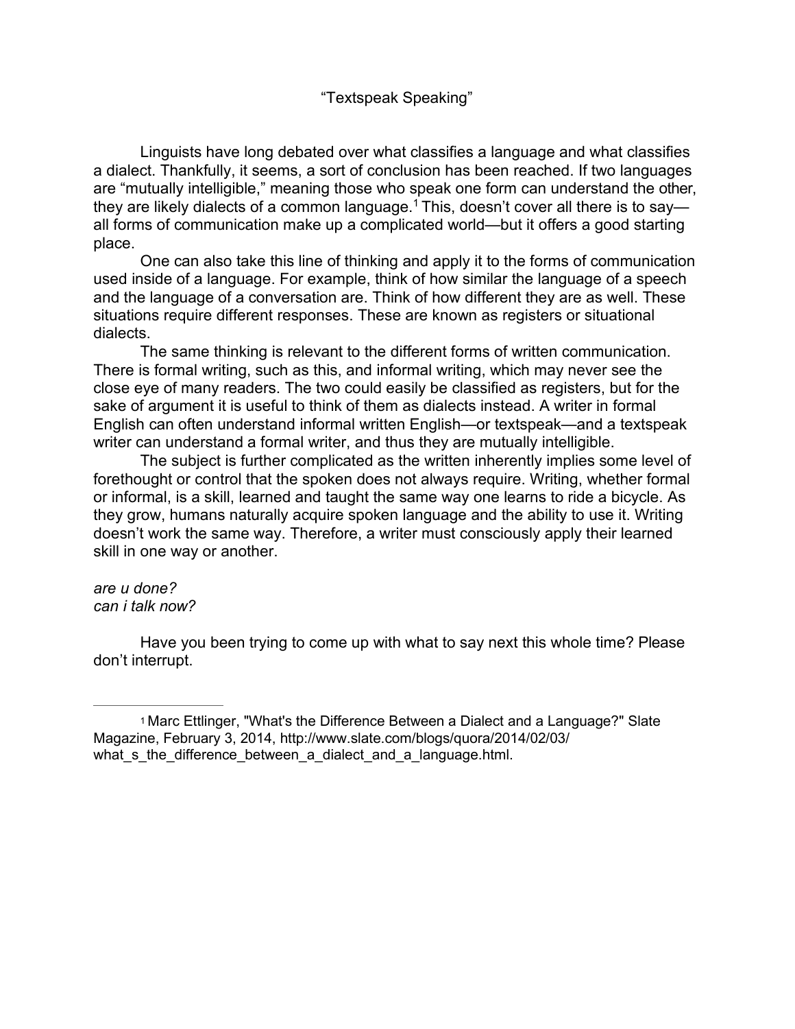# "Textspeak Speaking"

Linguists have long debated over what classifies a language and what classifies a dialect. Thankfully, it seems, a sort of conclusion has been reached. If two languages are "mutually intelligible," meaning those who speak one form can understand the other, they are likely dialects of a common language.[1] This, doesn't cover all there is to say—all forms of communication make up a complicated world—but it offers a good starting place.

One can also take this line of thinking and apply it to the forms of communication used inside of a language. For example, think of how similar the language of a speech and the language of a conversation are. Think of how different they are as well. These situations require different responses. These are known as registers or situational dialects.

The same thinking is relevant to the different forms of written communication. There is formal writing, such as this, and informal writing, which may never see the close eye of many readers. The two could easily be classified as registers, but for the sake of argument it is useful to think of them as dialects instead. A writer in formal English can often understand informal written English—or textspeak—and a textspeak writer can understand a formal writer, and thus they are mutually intelligible.

The subject is further complicated as the written inherently implies some level of forethought or control that the spoken does not always require. Writing, whether formal or informal, is a skill, learned and taught the same way one learns to ride a bicycle. As they grow, humans naturally acquire spoken language and the ability to use it. Writing doesn't work the same way. Therefore, a writer must consciously apply their learned skill in one way or another.

*are u done?*
*can i talk now?*

Have you been trying to come up with what to say next this whole time? Please don't interrupt.

---

[1] Marc Ettlinger, "What's the Difference Between a Dialect and a Language?" Slate Magazine, February 3, 2014, http://www.slate.com/blogs/quora/2014/02/03/what_s_the_difference_between_a_dialect_and_a_language.html.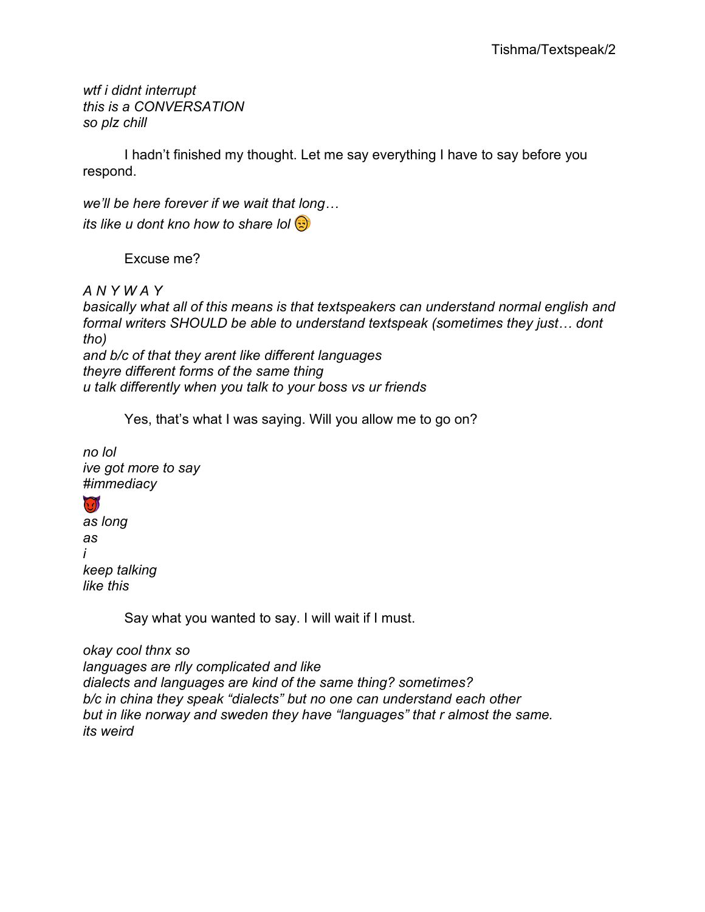*wtf i didnt interrupt*
*this is a CONVERSATION*
*so plz chill*

I hadn't finished my thought. Let me say everything I have to say before you respond.

*we'll be here forever if we wait that long…*
*its like u dont kno how to share lol* 😒

Excuse me?

*A N Y W A Y*
*basically what all of this means is that textspeakers can understand normal english and formal writers SHOULD be able to understand textspeak (sometimes they just… dont tho)*
*and b/c of that they arent like different languages*
*theyre different forms of the same thing*
*u talk differently when you talk to your boss vs ur friends*

Yes, that's what I was saying. Will you allow me to go on?

*no lol*
*ive got more to say*
*#immediacy*
😈
*as long*
*as*
*i*
*keep talking*
*like this*

Say what you wanted to say. I will wait if I must.

*okay cool thnx so*
*languages are rlly complicated and like*
*dialects and languages are kind of the same thing? sometimes?*
*b/c in china they speak "dialects" but no one can understand each other*
*but in like norway and sweden they have "languages" that r almost the same.*
*its weird*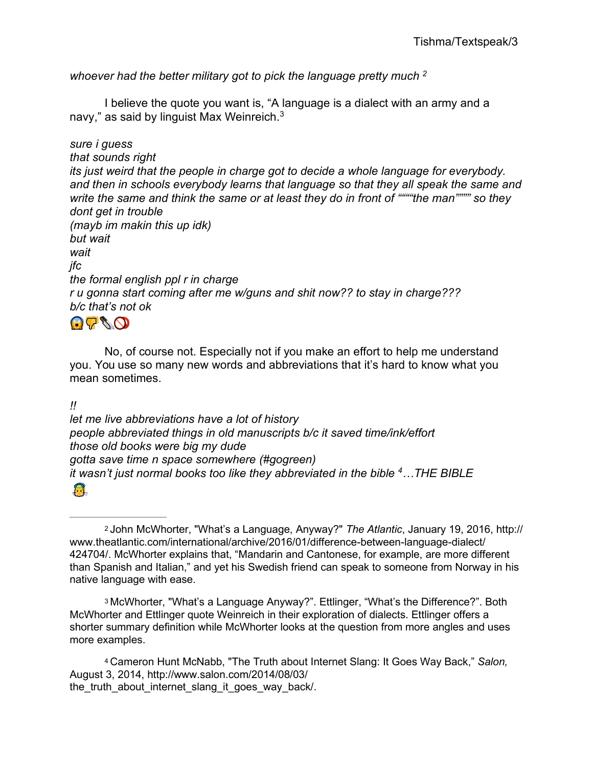*whoever had the better military got to pick the language pretty much* [2]

I believe the quote you want is, "A language is a dialect with an army and a navy," as said by linguist Max Weinreich.[3]

*sure i guess*
*that sounds right*
*its just weird that the people in charge got to decide a whole language for everybody. and then in schools everybody learns that language so that they all speak the same and write the same and think the same or at least they do in front of """"the man"""" so they dont get in trouble*
*(mayb im makin this up idk)*
*but wait*
*wait*
*jfc*
*the formal english ppl r in charge*
*r u gonna start coming after me w/guns and shit now?? to stay in charge???*
*b/c that's not ok*
😱👎🔪🚫

No, of course not. Especially not if you make an effort to help me understand you. You use so many new words and abbreviations that it's hard to know what you mean sometimes.

*!!*
*let me live abbreviations have a lot of history*
*people abbreviated things in old manuscripts b/c it saved time/ink/effort*
*those old books were big my dude*
*gotta save time n space somewhere (#gogreen)*
*it wasn't just normal books too like they abbreviated in the bible* [4]*…THE BIBLE*
😇

---

[2] John McWhorter, "What's a Language, Anyway?" *The Atlantic*, January 19, 2016, http://www.theatlantic.com/international/archive/2016/01/difference-between-language-dialect/424704/. McWhorter explains that, "Mandarin and Cantonese, for example, are more different than Spanish and Italian," and yet his Swedish friend can speak to someone from Norway in his native language with ease.

[3] McWhorter, "What's a Language Anyway?". Ettlinger, "What's the Difference?". Both McWhorter and Ettlinger quote Weinreich in their exploration of dialects. Ettlinger offers a shorter summary definition while McWhorter looks at the question from more angles and uses more examples.

[4] Cameron Hunt McNabb, "The Truth about Internet Slang: It Goes Way Back," *Salon,* August 3, 2014, http://www.salon.com/2014/08/03/the_truth_about_internet_slang_it_goes_way_back/.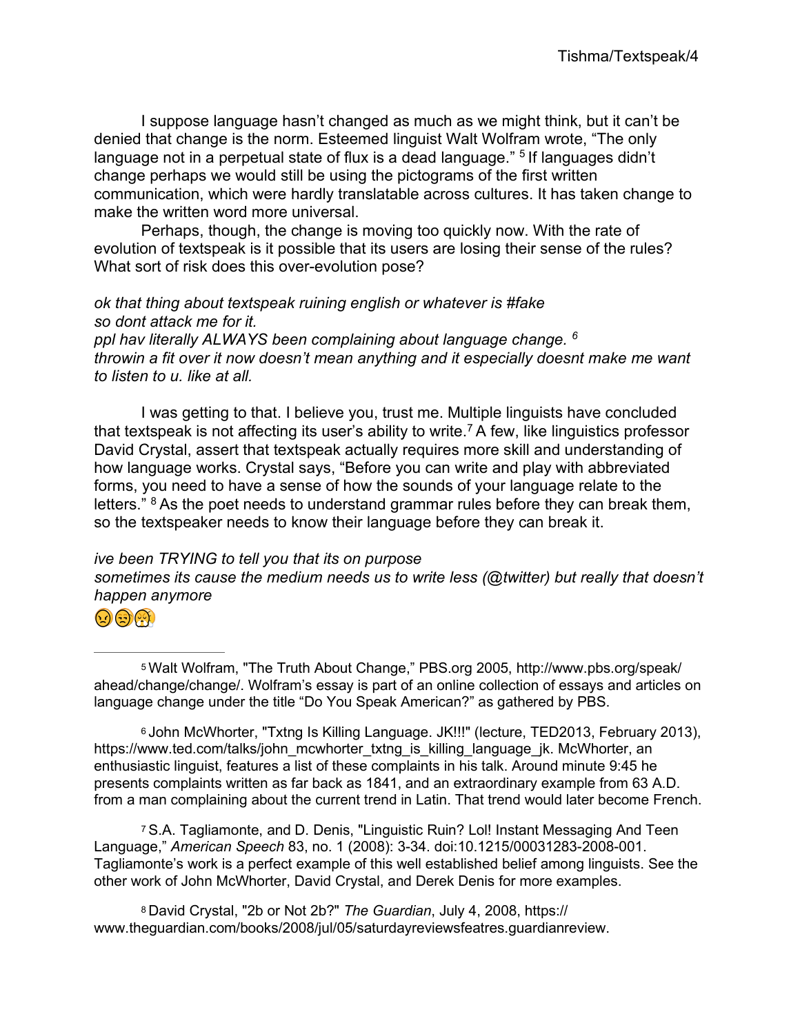I suppose language hasn't changed as much as we might think, but it can't be denied that change is the norm. Esteemed linguist Walt Wolfram wrote, "The only language not in a perpetual state of flux is a dead language." [5] If languages didn't change perhaps we would still be using the pictograms of the first written communication, which were hardly translatable across cultures. It has taken change to make the written word more universal.

Perhaps, though, the change is moving too quickly now. With the rate of evolution of textspeak is it possible that its users are losing their sense of the rules? What sort of risk does this over-evolution pose?

*ok that thing about textspeak ruining english or whatever is #fake*
*so dont attack me for it.*
*ppl hav literally ALWAYS been complaining about language change.* [6]
*throwin a fit over it now doesn't mean anything and it especially doesnt make me want to listen to u. like at all.*

I was getting to that. I believe you, trust me. Multiple linguists have concluded that textspeak is not affecting its user's ability to write.[7] A few, like linguistics professor David Crystal, assert that textspeak actually requires more skill and understanding of how language works. Crystal says, "Before you can write and play with abbreviated forms, you need to have a sense of how the sounds of your language relate to the letters." [8] As the poet needs to understand grammar rules before they can break them, so the textspeaker needs to know their language before they can break it.

*ive been TRYING to tell you that its on purpose*
*sometimes its cause the medium needs us to write less (@twitter) but really that doesn't happen anymore*
😠😒😱

---

[5] Walt Wolfram, "The Truth About Change," PBS.org 2005, http://www.pbs.org/speak/ahead/change/change/. Wolfram's essay is part of an online collection of essays and articles on language change under the title "Do You Speak American?" as gathered by PBS.

[6] John McWhorter, "Txtng Is Killing Language. JK!!!" (lecture, TED2013, February 2013), https://www.ted.com/talks/john_mcwhorter_txtng_is_killing_language_jk. McWhorter, an enthusiastic linguist, features a list of these complaints in his talk. Around minute 9:45 he presents complaints written as far back as 1841, and an extraordinary example from 63 A.D. from a man complaining about the current trend in Latin. That trend would later become French.

[7] S.A. Tagliamonte, and D. Denis, "Linguistic Ruin? Lol! Instant Messaging And Teen Language," *American Speech* 83, no. 1 (2008): 3-34. doi:10.1215/00031283-2008-001. Tagliamonte's work is a perfect example of this well established belief among linguists. See the other work of John McWhorter, David Crystal, and Derek Denis for more examples.

[8] David Crystal, "2b or Not 2b?" *The Guardian*, July 4, 2008, https://www.theguardian.com/books/2008/jul/05/saturdayreviewsfeatres.guardianreview.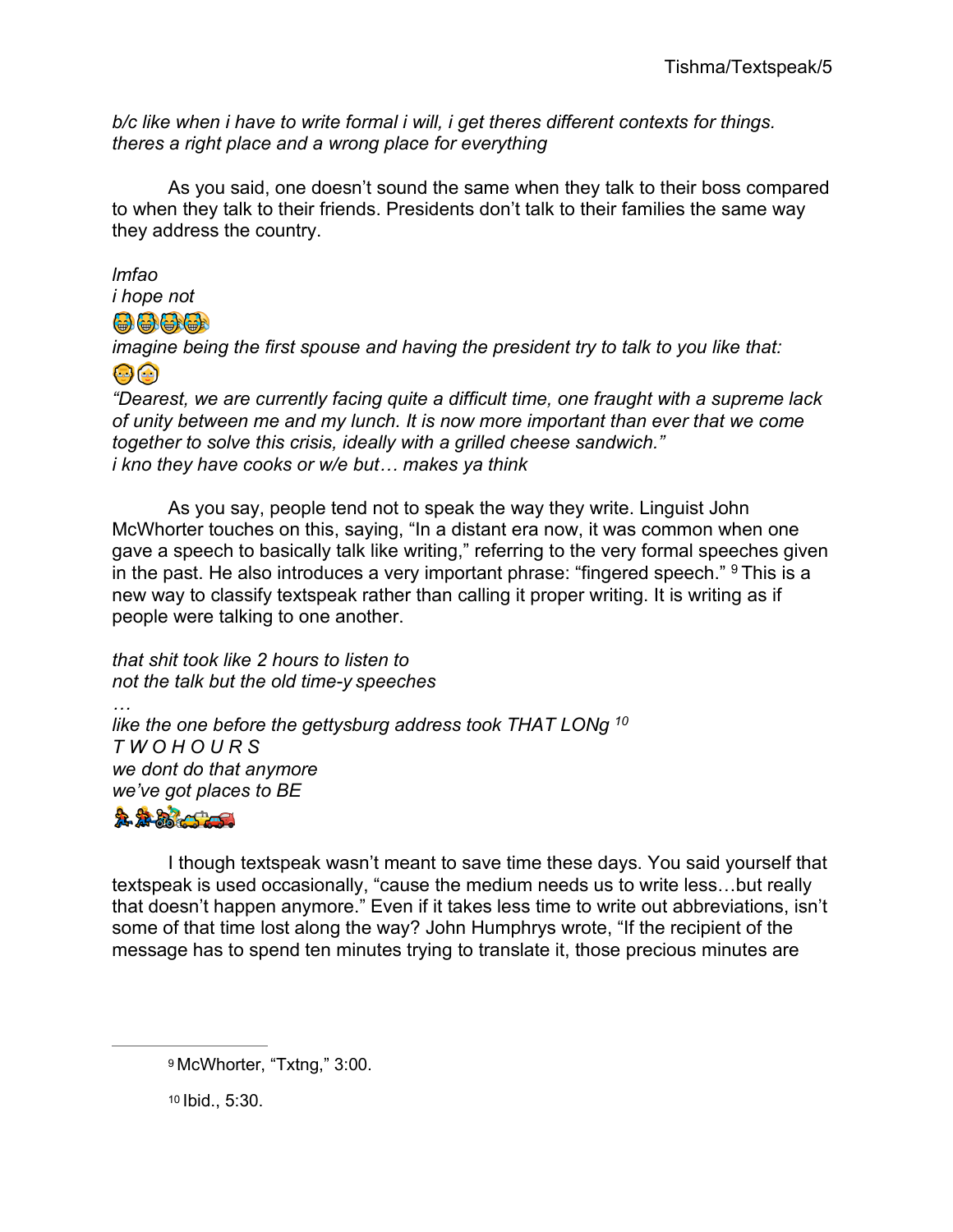*b/c like when i have to write formal i will, i get theres different contexts for things. theres a right place and a wrong place for everything*

As you said, one doesn't sound the same when they talk to their boss compared to when they talk to their friends. Presidents don't talk to their families the same way they address the country.

*lmfao*
*i hope not*
😂😂😂😂
*imagine being the first spouse and having the president try to talk to you like that:*
👴👵
*"Dearest, we are currently facing quite a difficult time, one fraught with a supreme lack of unity between me and my lunch. It is now more important than ever that we come together to solve this crisis, ideally with a grilled cheese sandwich."*
*i kno they have cooks or w/e but… makes ya think*

As you say, people tend not to speak the way they write. Linguist John McWhorter touches on this, saying, "In a distant era now, it was common when one gave a speech to basically talk like writing," referring to the very formal speeches given in the past. He also introduces a very important phrase: "fingered speech." [9] This is a new way to classify textspeak rather than calling it proper writing. It is writing as if people were talking to one another.

*that shit took like 2 hours to listen to*
*not the talk but the old time-y speeches*
*…*
*like the one before the gettysburg address took THAT LONg* [10]
*T W O H O U R S*
*we dont do that anymore*
*we've got places to BE*
🏃🏃🚴🚕🚗

I though textspeak wasn't meant to save time these days. You said yourself that textspeak is used occasionally, "cause the medium needs us to write less…but really that doesn't happen anymore." Even if it takes less time to write out abbreviations, isn't some of that time lost along the way? John Humphrys wrote, "If the recipient of the message has to spend ten minutes trying to translate it, those precious minutes are

[9] McWhorter, "Txtng," 3:00.

[10] Ibid., 5:30.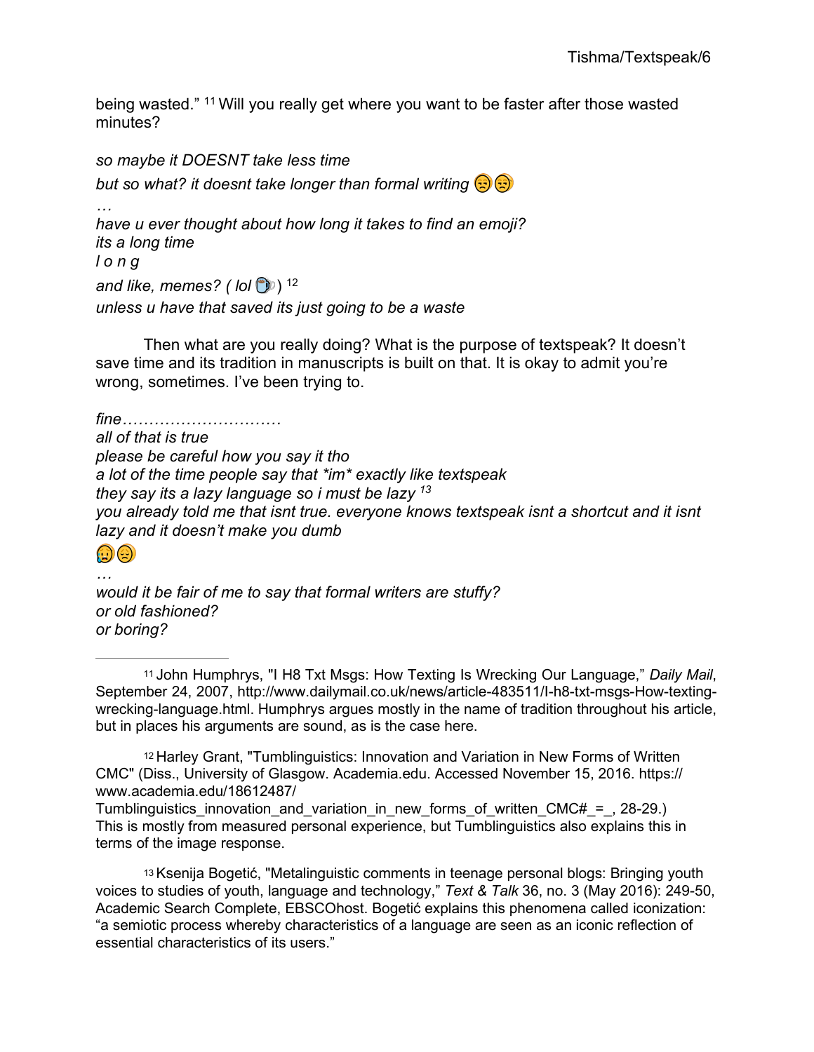being wasted." [11] Will you really get where you want to be faster after those wasted minutes?

*so maybe it DOESNT take less time*

*but so what? it doesnt take longer than formal writing* 😒😒

*…*

*have u ever thought about how long it takes to find an emoji?*
*its a long time*
*l o n g*

*and like, memes? ( lol* ☕ *)* [12]

*unless u have that saved its just going to be a waste*

Then what are you really doing? What is the purpose of textspeak? It doesn't save time and its tradition in manuscripts is built on that. It is okay to admit you're wrong, sometimes. I've been trying to.

*fine…………………………*
*all of that is true*
*please be careful how you say it tho*
*a lot of the time people say that *im* exactly like textspeak*
*they say its a lazy language so i must be lazy* [13]
*you already told me that isnt true. everyone knows textspeak isnt a shortcut and it isnt lazy and it doesn't make you dumb*

😥😞

*…*

*would it be fair of me to say that formal writers are stuffy?*
*or old fashioned?*
*or boring?*

---

[11] John Humphrys, "I H8 Txt Msgs: How Texting Is Wrecking Our Language," *Daily Mail*, September 24, 2007, http://www.dailymail.co.uk/news/article-483511/I-h8-txt-msgs-How-texting-wrecking-language.html. Humphrys argues mostly in the name of tradition throughout his article, but in places his arguments are sound, as is the case here.

[12] Harley Grant, "Tumblinguistics: Innovation and Variation in New Forms of Written CMC" (Diss., University of Glasgow. Academia.edu. Accessed November 15, 2016. https://www.academia.edu/18612487/Tumblinguistics_innovation_and_variation_in_new_forms_of_written_CMC#_=_, 28-29.) This is mostly from measured personal experience, but Tumblinguistics also explains this in terms of the image response.

[13] Ksenija Bogetić, "Metalinguistic comments in teenage personal blogs: Bringing youth voices to studies of youth, language and technology," *Text & Talk* 36, no. 3 (May 2016): 249-50, Academic Search Complete, EBSCOhost. Bogetić explains this phenomena called iconization: "a semiotic process whereby characteristics of a language are seen as an iconic reflection of essential characteristics of its users."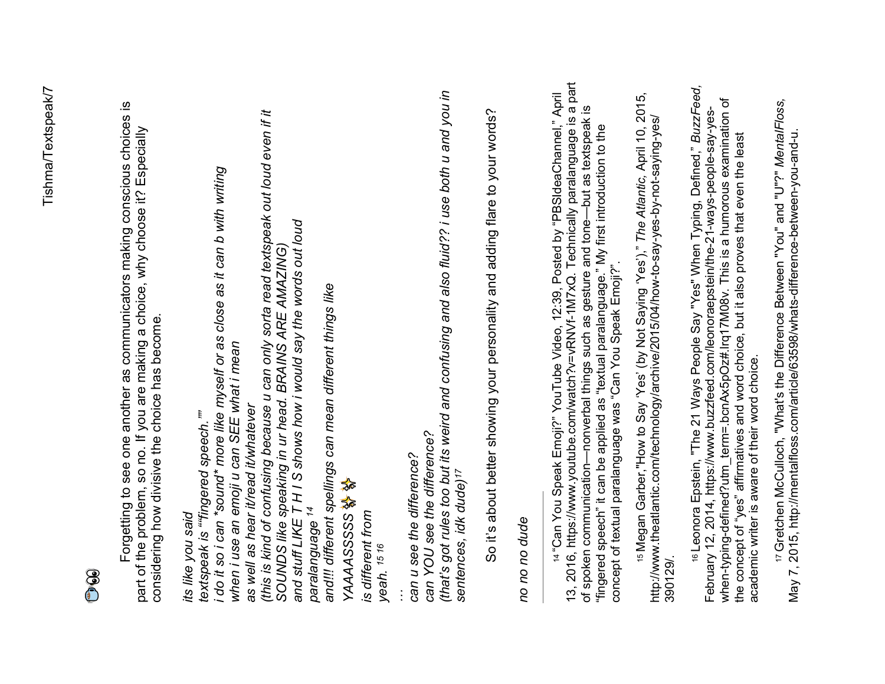🍺👀

Forgetting to see one another as communicators making conscious choices is part of the problem, so no. If you are making a choice, why choose it? Especially considering how divisive the choice has become.

*its like you said*
*textspeak is ""fingered speech.""*
*i do it so i can \*sound\* more like myself or as close as it can b with writing*
*when i use an emoji u can SEE what i mean*
*as well as hear it/read it/whatever*
*(this is kind of confusing because u can only sorta read textspeak out loud even if it SOUNDS like speaking in ur head. BRAINS ARE AMAZING)*
*and stuff LIKE T H I S shows how i would say the words out loud*
*paralanguage* [14]
*and!!! different spellings can mean different things like*
*YAAAASSSSS* ✨✨
*is different from*
*yeah.* [15] [16]
*…*
*can u see the difference?*
*can YOU see the difference?*
*(that's got rules too but its weird and confusing and also fluid?? i use both u and you in sentences, idk dude)*[17]

So it's about better showing your personality and adding flare to your words?

*no no no dude*

---

[14] "Can You Speak Emoji?" YouTube Video, 12:39, Posted by "PBSIdeaChannel," April 13, 2016, https://www.youtube.com/watch?v=vRNVf-1M7xQ. Technically paralanguage is a part of spoken communication—nonverbal things such as gesture and tone—but as textspeak is "fingered speech" it can be applied as "textual paralanguage." My first introduction to the concept of textual paralanguage was "Can You Speak Emoji?".

[15] Megan Garber,"How to Say 'Yes' (by Not Saying 'Yes')," *The Atlantic*, April 10, 2015, http://www.theatlantic.com/technology/archive/2015/04/how-to-say-yes-by-not-saying-yes/390129/.

[16] Leonora Epstein, "The 21 Ways People Say "Yes" When Typing, Defined," *BuzzFeed*, February 12, 2014, https://www.buzzfeed.com/leonoraepstein/the-21-ways-people-say-yes-when-typing-defined?utm_term=.bcnAx5pOz#.lrq17M08v. This is a humorous examination of the concept of "yes" affirmatives and word choice, but it also proves that even the least academic writer is aware of their word choice.

[17] Gretchen McCulloch, "What's the Difference Between "You" and "U"?" *MentalFloss*, May 7, 2015, http://mentalfloss.com/article/63598/whats-difference-between-you-and-u.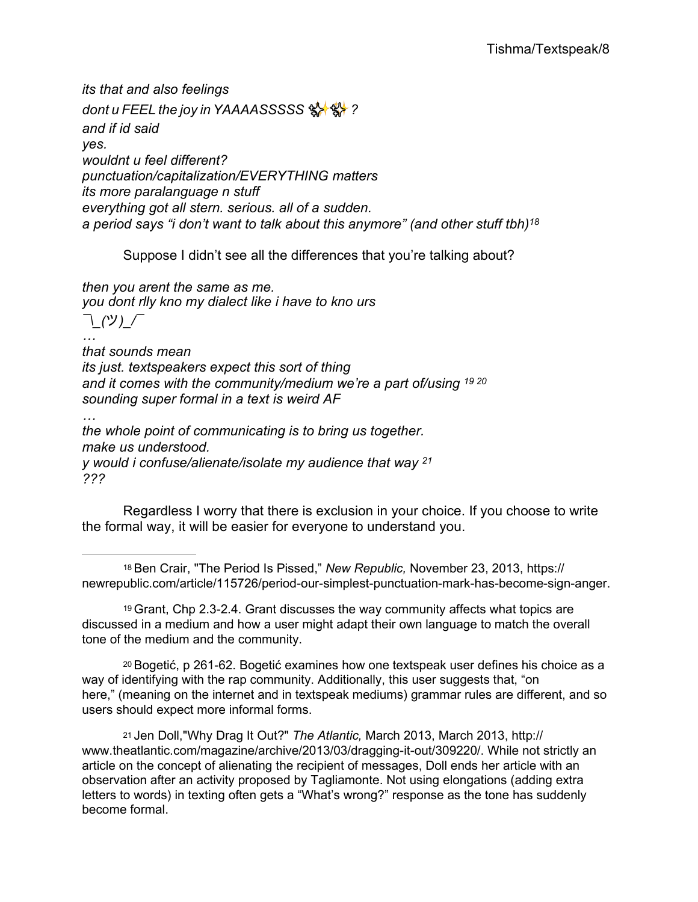*its that and also feelings*
*dont u FEEL the joy in YAAAASSSSS ✨✨ ?"*
*and if id said*
*yes.*
*wouldnt u feel different?*
*punctuation/capitalization/EVERYTHING matters*
*its more paralanguage n stuff*
*everything got all stern. serious. all of a sudden.*
*a period says "i don't want to talk about this anymore" (and other stuff tbh)*[18]

Suppose I didn't see all the differences that you're talking about?

*then you arent the same as me.*
*you dont rlly kno my dialect like i have to kno urs*
*¯\_(ツ)_/¯*
*…*
*that sounds mean*
*its just. textspeakers expect this sort of thing*
*and it comes with the community/medium we're a part of/using* [19] [20]
*sounding super formal in a text is weird AF*
*…*
*the whole point of communicating is to bring us together.*
*make us understood.*
*y would i confuse/alienate/isolate my audience that way* [21]
*???*

Regardless I worry that there is exclusion in your choice. If you choose to write the formal way, it will be easier for everyone to understand you.

---

[18] Ben Crair, "The Period Is Pissed," *New Republic,* November 23, 2013, https://newrepublic.com/article/115726/period-our-simplest-punctuation-mark-has-become-sign-anger.

[19] Grant, Chp 2.3-2.4. Grant discusses the way community affects what topics are discussed in a medium and how a user might adapt their own language to match the overall tone of the medium and the community.

[20] Bogetić, p 261-62. Bogetić examines how one textspeak user defines his choice as a way of identifying with the rap community. Additionally, this user suggests that, "on here," (meaning on the internet and in textspeak mediums) grammar rules are different, and so users should expect more informal forms.

[21] Jen Doll,"Why Drag It Out?" *The Atlantic,* March 2013, March 2013, http://www.theatlantic.com/magazine/archive/2013/03/dragging-it-out/309220/. While not strictly an article on the concept of alienating the recipient of messages, Doll ends her article with an observation after an activity proposed by Tagliamonte. Not using elongations (adding extra letters to words) in texting often gets a "What's wrong?" response as the tone has suddenly become formal.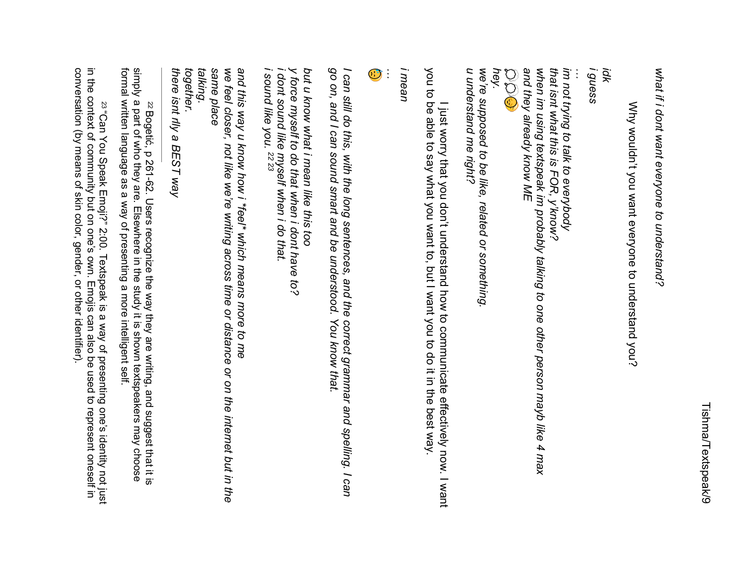*what if i dont want everyone to understand?*

Why wouldn't you want everyone to understand you?

*idk*
*i guess*
*...*
*im not trying to talk to everybody*
*that isnt what this is FOR, y'know?*
*when im using textspeak im probably talking to one other person mayb like 4 max*
*and they already know ME*
*💭💭😴*
*hey.*
*we're supposed to be like, related or something.*
*u understand me right?*

I just worry that you don't understand how to communicate effectively now. I want you to be able to say what you want to, but I want you to do it in the best way.

*i mean*
*...*
*😅*

*I can still do this, with the long sentences, and the correct grammar and spelling. I can go on, and I can sound smart and be understood. You know that.*

*but u know what i mean like this too*
*y force myself to do that when i dont have to?*
*i dont sound like myself when i do that.*
*i sound like you.* [22] [23]

*and this way u know how i \*feel\* which means more to me*
*we feel closer, not like we're writing across time or distance or on the internet but in the same place*
*talking.*
*together.*
*there isnt rlly a BEST way*

---

[22] Bogetić, p 261-62. Users recognize the way they are writing, and suggest that it is simply a part of who they are. Elsewhere in the study it is shown textspeakers may choose formal written language as a way of presenting a more intelligent self.

[23] "Can You Speak Emoji?" 2:00. Textspeak is a way of presenting one's identity not just in the context of community but on one's own. Emojis can also be used to represent oneself in conversation (by means of skin color, gender, or other identifier).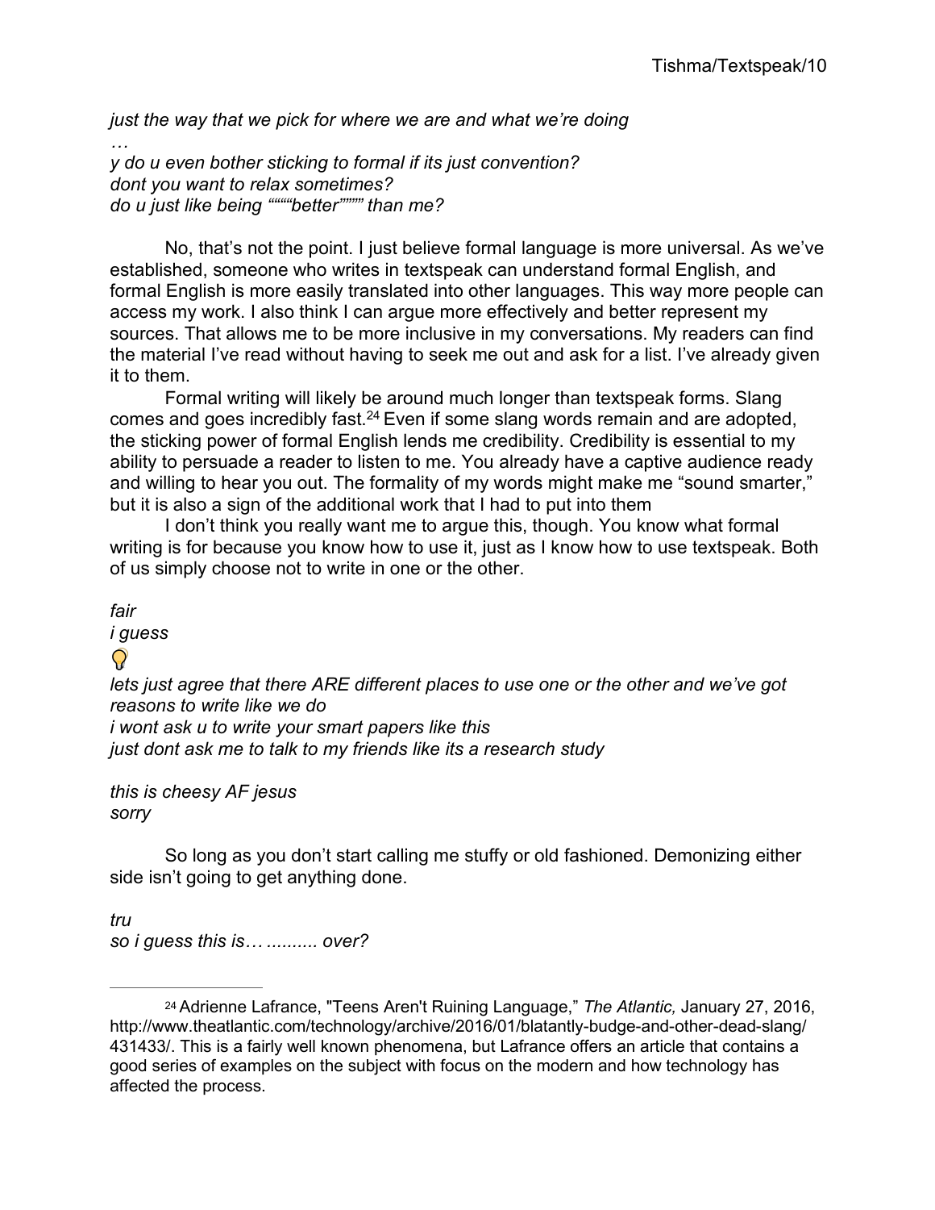*just the way that we pick for where we are and what we're doing*
*…*
*y do u even bother sticking to formal if its just convention?*
*dont you want to relax sometimes?*
*do u just like being """"better"""" than me?*

No, that's not the point. I just believe formal language is more universal. As we've established, someone who writes in textspeak can understand formal English, and formal English is more easily translated into other languages. This way more people can access my work. I also think I can argue more effectively and better represent my sources. That allows me to be more inclusive in my conversations. My readers can find the material I've read without having to seek me out and ask for a list. I've already given it to them.

Formal writing will likely be around much longer than textspeak forms. Slang comes and goes incredibly fast.[24] Even if some slang words remain and are adopted, the sticking power of formal English lends me credibility. Credibility is essential to my ability to persuade a reader to listen to me. You already have a captive audience ready and willing to hear you out. The formality of my words might make me "sound smarter," but it is also a sign of the additional work that I had to put into them

I don't think you really want me to argue this, though. You know what formal writing is for because you know how to use it, just as I know how to use textspeak. Both of us simply choose not to write in one or the other.

*fair*
*i guess*
💡
*lets just agree that there ARE different places to use one or the other and we've got reasons to write like we do*
*i wont ask u to write your smart papers like this*
*just dont ask me to talk to my friends like its a research study*

*this is cheesy AF jesus*
*sorry*

So long as you don't start calling me stuffy or old fashioned. Demonizing either side isn't going to get anything done.

*tru*
*so i guess this is… .......... over?*

---

[24] Adrienne Lafrance, "Teens Aren't Ruining Language," *The Atlantic,* January 27, 2016, http://www.theatlantic.com/technology/archive/2016/01/blatantly-budge-and-other-dead-slang/431433/. This is a fairly well known phenomena, but Lafrance offers an article that contains a good series of examples on the subject with focus on the modern and how technology has affected the process.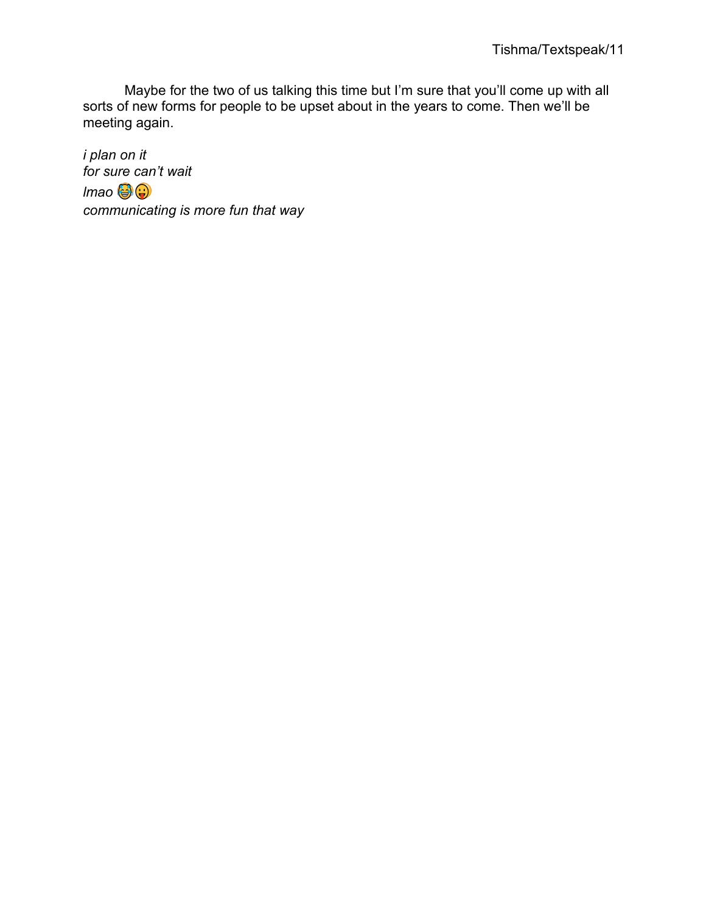Maybe for the two of us talking this time but I'm sure that you'll come up with all sorts of new forms for people to be upset about in the years to come. Then we'll be meeting again.

*i plan on it*
*for sure can't wait*
*lmao* 😂😛
*communicating is more fun that way*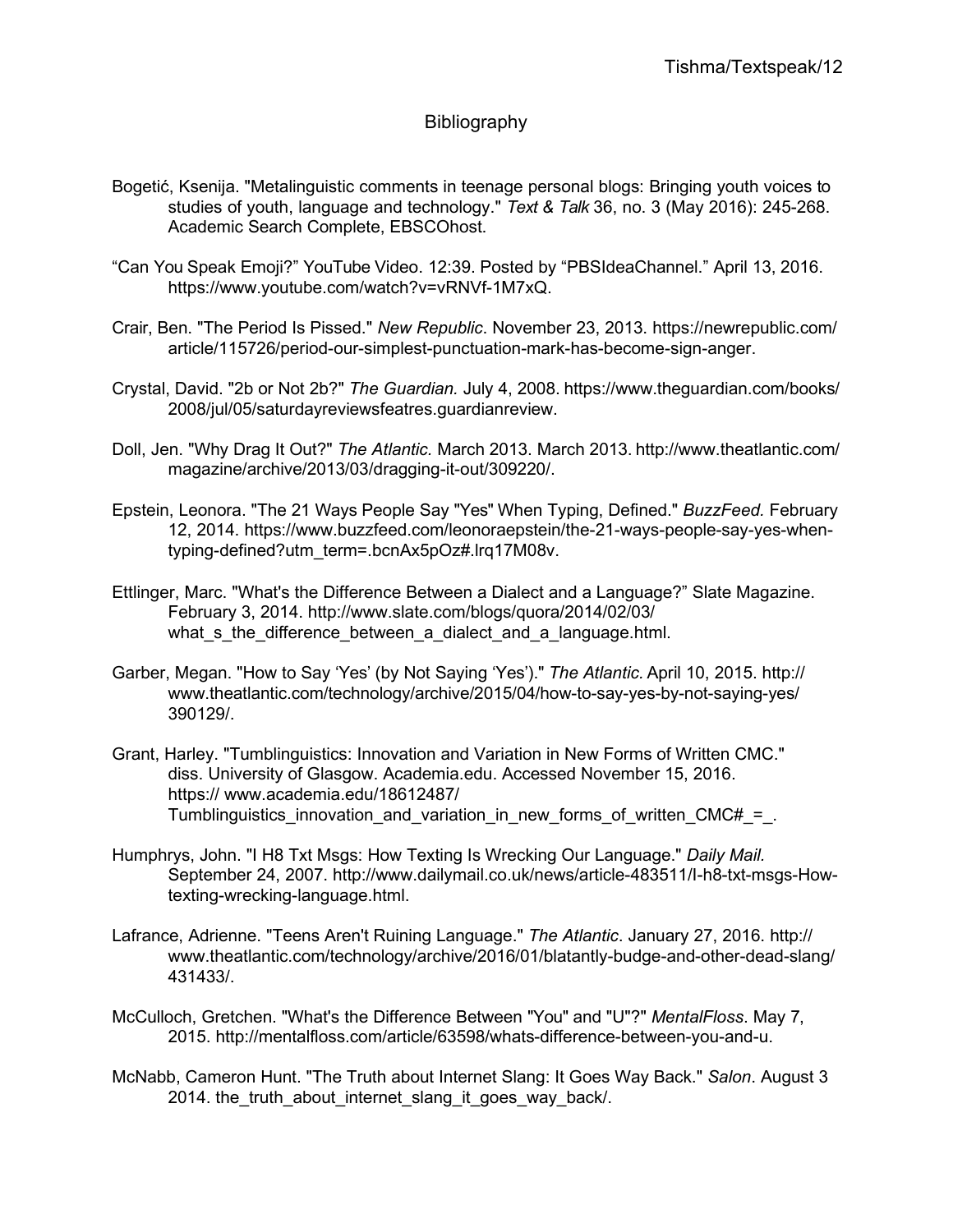# Bibliography

Bogetić, Ksenija. "Metalinguistic comments in teenage personal blogs: Bringing youth voices to studies of youth, language and technology." *Text & Talk* 36, no. 3 (May 2016): 245-268. Academic Search Complete, EBSCOhost.

"Can You Speak Emoji?" YouTube Video. 12:39. Posted by "PBSIdeaChannel." April 13, 2016. https://www.youtube.com/watch?v=vRNVf-1M7xQ.

Crair, Ben. "The Period Is Pissed." *New Republic*. November 23, 2013. https://newrepublic.com/article/115726/period-our-simplest-punctuation-mark-has-become-sign-anger.

Crystal, David. "2b or Not 2b?" *The Guardian.* July 4, 2008. https://www.theguardian.com/books/2008/jul/05/saturdayreviewsfeatres.guardianreview.

Doll, Jen. "Why Drag It Out?" *The Atlantic.* March 2013. March 2013. http://www.theatlantic.com/magazine/archive/2013/03/dragging-it-out/309220/.

Epstein, Leonora. "The 21 Ways People Say "Yes" When Typing, Defined." *BuzzFeed.* February 12, 2014. https://www.buzzfeed.com/leonoraepstein/the-21-ways-people-say-yes-when-typing-defined?utm_term=.bcnAx5pOz#.lrq17M08v.

Ettlinger, Marc. "What's the Difference Between a Dialect and a Language?" Slate Magazine. February 3, 2014. http://www.slate.com/blogs/quora/2014/02/03/what_s_the_difference_between_a_dialect_and_a_language.html.

Garber, Megan. "How to Say 'Yes' (by Not Saying 'Yes')." *The Atlantic.* April 10, 2015. http://www.theatlantic.com/technology/archive/2015/04/how-to-say-yes-by-not-saying-yes/390129/.

Grant, Harley. "Tumblinguistics: Innovation and Variation in New Forms of Written CMC." diss. University of Glasgow. Academia.edu. Accessed November 15, 2016. https:// www.academia.edu/18612487/Tumblinguistics_innovation_and_variation_in_new_forms_of_written_CMC#_=_.

Humphrys, John. "I H8 Txt Msgs: How Texting Is Wrecking Our Language." *Daily Mail.* September 24, 2007. http://www.dailymail.co.uk/news/article-483511/I-h8-txt-msgs-How-texting-wrecking-language.html.

Lafrance, Adrienne. "Teens Aren't Ruining Language." *The Atlantic*. January 27, 2016. http://www.theatlantic.com/technology/archive/2016/01/blatantly-budge-and-other-dead-slang/431433/.

McCulloch, Gretchen. "What's the Difference Between "You" and "U"?" *MentalFloss*. May 7, 2015. http://mentalfloss.com/article/63598/whats-difference-between-you-and-u.

McNabb, Cameron Hunt. "The Truth about Internet Slang: It Goes Way Back." *Salon*. August 3 2014. the_truth_about_internet_slang_it_goes_way_back/.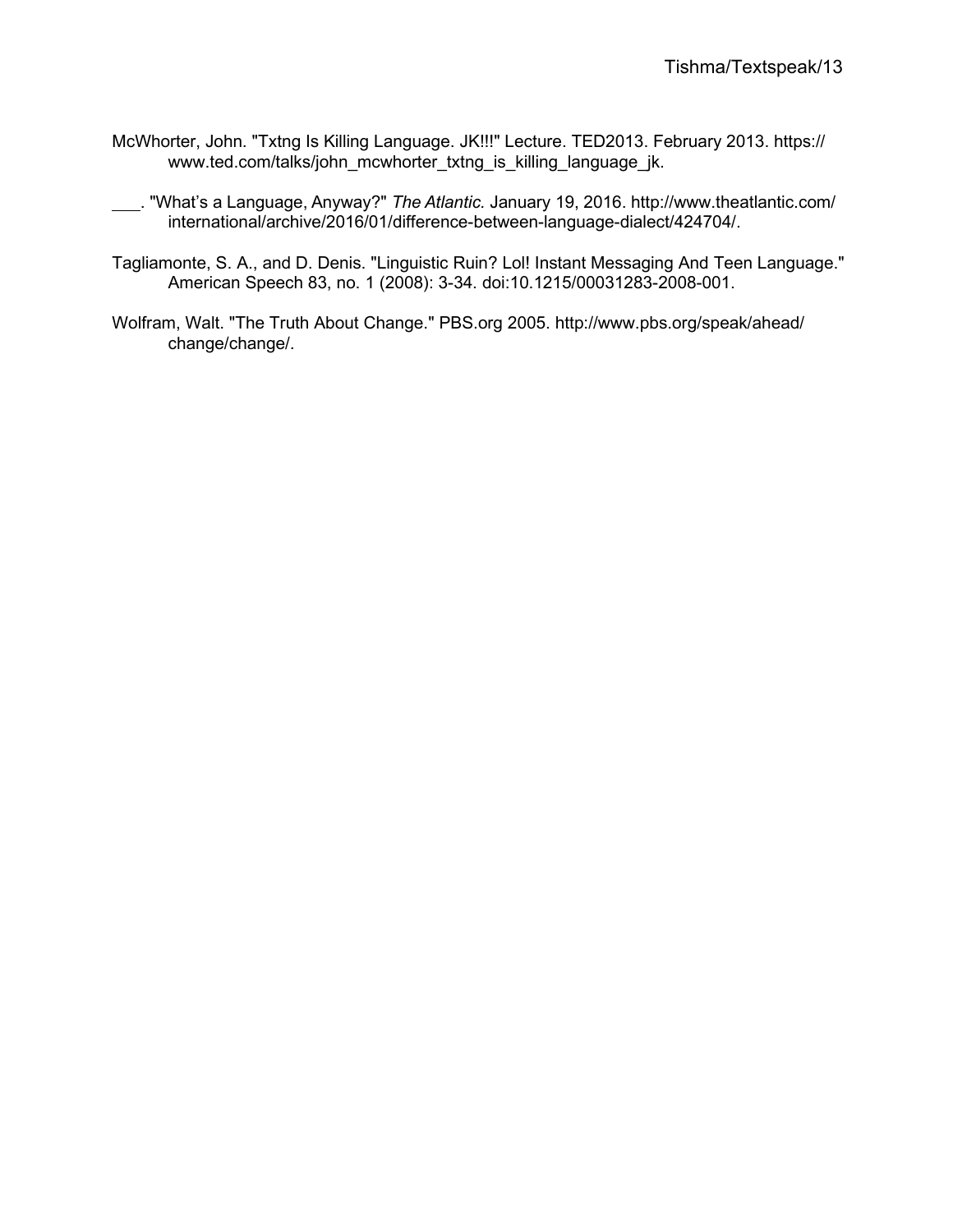McWhorter, John. "Txtng Is Killing Language. JK!!!" Lecture. TED2013. February 2013. https://www.ted.com/talks/john_mcwhorter_txtng_is_killing_language_jk.

___. "What's a Language, Anyway?" *The Atlantic.* January 19, 2016. http://www.theatlantic.com/international/archive/2016/01/difference-between-language-dialect/424704/.

Tagliamonte, S. A., and D. Denis. "Linguistic Ruin? Lol! Instant Messaging And Teen Language." American Speech 83, no. 1 (2008): 3-34. doi:10.1215/00031283-2008-001.

Wolfram, Walt. "The Truth About Change." PBS.org 2005. http://www.pbs.org/speak/ahead/change/change/.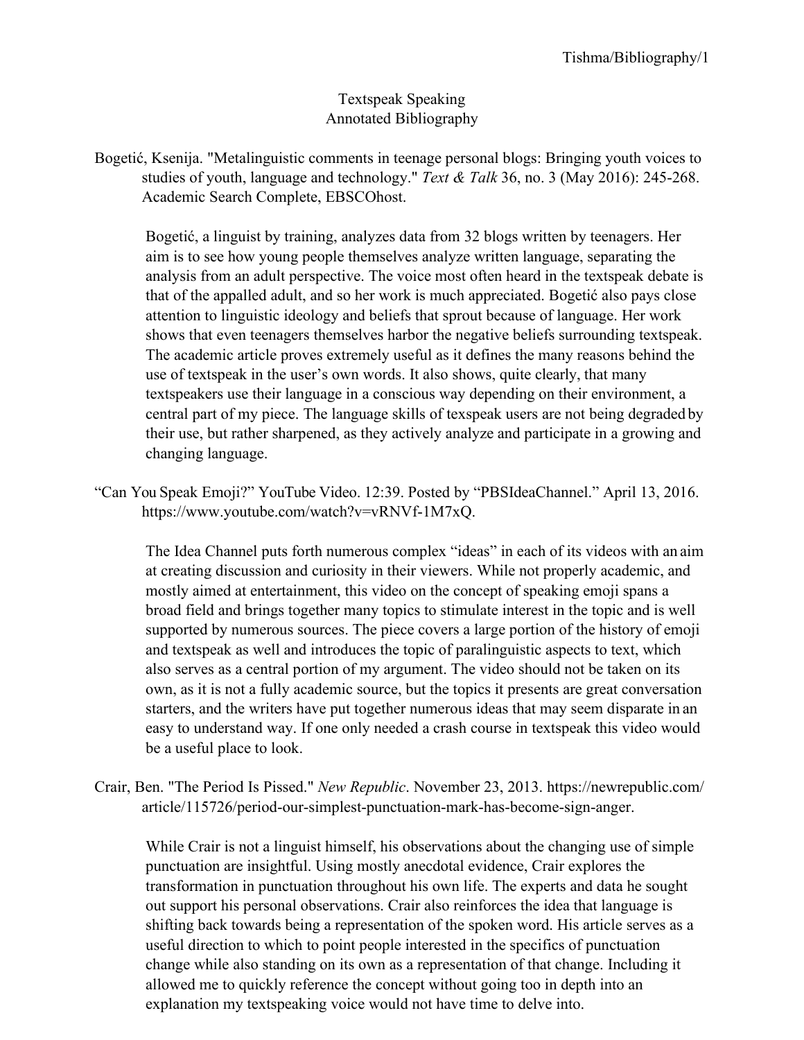# Textspeak Speaking
## Annotated Bibliography

Bogetić, Ksenija. "Metalinguistic comments in teenage personal blogs: Bringing youth voices to studies of youth, language and technology." *Text & Talk* 36, no. 3 (May 2016): 245-268. Academic Search Complete, EBSCOhost.

> Bogetić, a linguist by training, analyzes data from 32 blogs written by teenagers. Her aim is to see how young people themselves analyze written language, separating the analysis from an adult perspective. The voice most often heard in the textspeak debate is that of the appalled adult, and so her work is much appreciated. Bogetić also pays close attention to linguistic ideology and beliefs that sprout because of language. Her work shows that even teenagers themselves harbor the negative beliefs surrounding textspeak. The academic article proves extremely useful as it defines the many reasons behind the use of textspeak in the user's own words. It also shows, quite clearly, that many textspeakers use their language in a conscious way depending on their environment, a central part of my piece. The language skills of texspeak users are not being degraded by their use, but rather sharpened, as they actively analyze and participate in a growing and changing language.

"Can You Speak Emoji?" YouTube Video. 12:39. Posted by "PBSIdeaChannel." April 13, 2016. https://www.youtube.com/watch?v=vRNVf-1M7xQ.

> The Idea Channel puts forth numerous complex "ideas" in each of its videos with an aim at creating discussion and curiosity in their viewers. While not properly academic, and mostly aimed at entertainment, this video on the concept of speaking emoji spans a broad field and brings together many topics to stimulate interest in the topic and is well supported by numerous sources. The piece covers a large portion of the history of emoji and textspeak as well and introduces the topic of paralinguistic aspects to text, which also serves as a central portion of my argument. The video should not be taken on its own, as it is not a fully academic source, but the topics it presents are great conversation starters, and the writers have put together numerous ideas that may seem disparate in an easy to understand way. If one only needed a crash course in textspeak this video would be a useful place to look.

Crair, Ben. "The Period Is Pissed." *New Republic*. November 23, 2013. https://newrepublic.com/article/115726/period-our-simplest-punctuation-mark-has-become-sign-anger.

> While Crair is not a linguist himself, his observations about the changing use of simple punctuation are insightful. Using mostly anecdotal evidence, Crair explores the transformation in punctuation throughout his own life. The experts and data he sought out support his personal observations. Crair also reinforces the idea that language is shifting back towards being a representation of the spoken word. His article serves as a useful direction to which to point people interested in the specifics of punctuation change while also standing on its own as a representation of that change. Including it allowed me to quickly reference the concept without going too in depth into an explanation my textspeaking voice would not have time to delve into.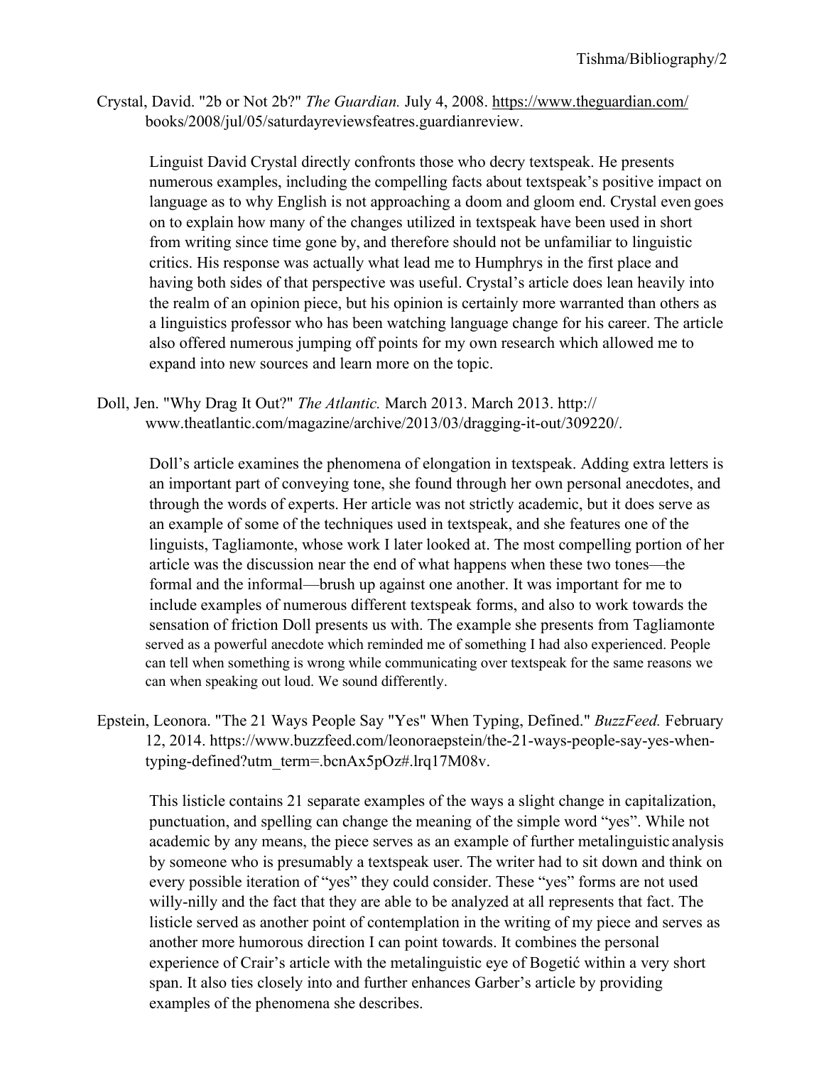Crystal, David. "2b or Not 2b?" *The Guardian.* July 4, 2008. https://www.theguardian.com/books/2008/jul/05/saturdayreviewsfeatres.guardianreview.

> Linguist David Crystal directly confronts those who decry textspeak. He presents numerous examples, including the compelling facts about textspeak's positive impact on language as to why English is not approaching a doom and gloom end. Crystal even goes on to explain how many of the changes utilized in textspeak have been used in short from writing since time gone by, and therefore should not be unfamiliar to linguistic critics. His response was actually what lead me to Humphrys in the first place and having both sides of that perspective was useful. Crystal's article does lean heavily into the realm of an opinion piece, but his opinion is certainly more warranted than others as a linguistics professor who has been watching language change for his career. The article also offered numerous jumping off points for my own research which allowed me to expand into new sources and learn more on the topic.

Doll, Jen. "Why Drag It Out?" *The Atlantic.* March 2013. March 2013. http://www.theatlantic.com/magazine/archive/2013/03/dragging-it-out/309220/.

> Doll's article examines the phenomena of elongation in textspeak. Adding extra letters is an important part of conveying tone, she found through her own personal anecdotes, and through the words of experts. Her article was not strictly academic, but it does serve as an example of some of the techniques used in textspeak, and she features one of the linguists, Tagliamonte, whose work I later looked at. The most compelling portion of her article was the discussion near the end of what happens when these two tones—the formal and the informal—brush up against one another. It was important for me to include examples of numerous different textspeak forms, and also to work towards the sensation of friction Doll presents us with. The example she presents from Tagliamonte served as a powerful anecdote which reminded me of something I had also experienced. People can tell when something is wrong while communicating over textspeak for the same reasons we can when speaking out loud. We sound differently.

Epstein, Leonora. "The 21 Ways People Say "Yes" When Typing, Defined." *BuzzFeed.* February 12, 2014. https://www.buzzfeed.com/leonoraepstein/the-21-ways-people-say-yes-when-typing-defined?utm_term=.bcnAx5pOz#.lrq17M08v.

> This listicle contains 21 separate examples of the ways a slight change in capitalization, punctuation, and spelling can change the meaning of the simple word "yes". While not academic by any means, the piece serves as an example of further metalinguistic analysis by someone who is presumably a textspeak user. The writer had to sit down and think on every possible iteration of "yes" they could consider. These "yes" forms are not used willy-nilly and the fact that they are able to be analyzed at all represents that fact. The listicle served as another point of contemplation in the writing of my piece and serves as another more humorous direction I can point towards. It combines the personal experience of Crair's article with the metalinguistic eye of Bogetić within a very short span. It also ties closely into and further enhances Garber's article by providing examples of the phenomena she describes.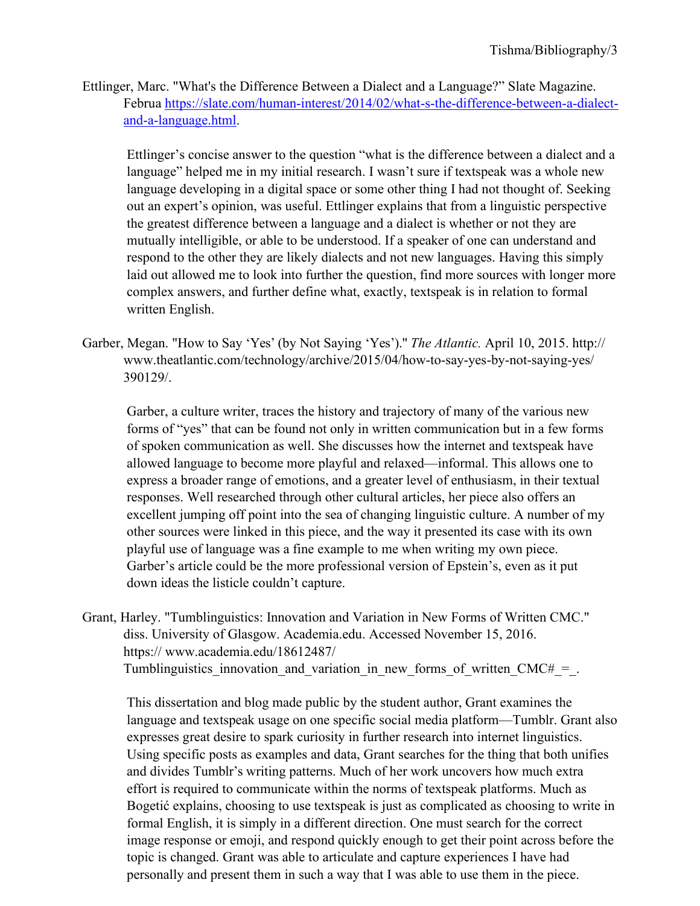Ettlinger, Marc. "What's the Difference Between a Dialect and a Language?" Slate Magazine. Februa https://slate.com/human-interest/2014/02/what-s-the-difference-between-a-dialect-and-a-language.html.

> Ettlinger's concise answer to the question "what is the difference between a dialect and a language" helped me in my initial research. I wasn't sure if textspeak was a whole new language developing in a digital space or some other thing I had not thought of. Seeking out an expert's opinion, was useful. Ettlinger explains that from a linguistic perspective the greatest difference between a language and a dialect is whether or not they are mutually intelligible, or able to be understood. If a speaker of one can understand and respond to the other they are likely dialects and not new languages. Having this simply laid out allowed me to look into further the question, find more sources with longer more complex answers, and further define what, exactly, textspeak is in relation to formal written English.

Garber, Megan. "How to Say 'Yes' (by Not Saying 'Yes')." *The Atlantic.* April 10, 2015. http://www.theatlantic.com/technology/archive/2015/04/how-to-say-yes-by-not-saying-yes/390129/.

> Garber, a culture writer, traces the history and trajectory of many of the various new forms of "yes" that can be found not only in written communication but in a few forms of spoken communication as well. She discusses how the internet and textspeak have allowed language to become more playful and relaxed—informal. This allows one to express a broader range of emotions, and a greater level of enthusiasm, in their textual responses. Well researched through other cultural articles, her piece also offers an excellent jumping off point into the sea of changing linguistic culture. A number of my other sources were linked in this piece, and the way it presented its case with its own playful use of language was a fine example to me when writing my own piece. Garber's article could be the more professional version of Epstein's, even as it put down ideas the listicle couldn't capture.

Grant, Harley. "Tumblinguistics: Innovation and Variation in New Forms of Written CMC." diss. University of Glasgow. Academia.edu. Accessed November 15, 2016. https:// www.academia.edu/18612487/Tumblinguistics_innovation_and_variation_in_new_forms_of_written_CMC#_=_.

> This dissertation and blog made public by the student author, Grant examines the language and textspeak usage on one specific social media platform—Tumblr. Grant also expresses great desire to spark curiosity in further research into internet linguistics. Using specific posts as examples and data, Grant searches for the thing that both unifies and divides Tumblr's writing patterns. Much of her work uncovers how much extra effort is required to communicate within the norms of textspeak platforms. Much as Bogetić explains, choosing to use textspeak is just as complicated as choosing to write in formal English, it is simply in a different direction. One must search for the correct image response or emoji, and respond quickly enough to get their point across before the topic is changed. Grant was able to articulate and capture experiences I have had personally and present them in such a way that I was able to use them in the piece.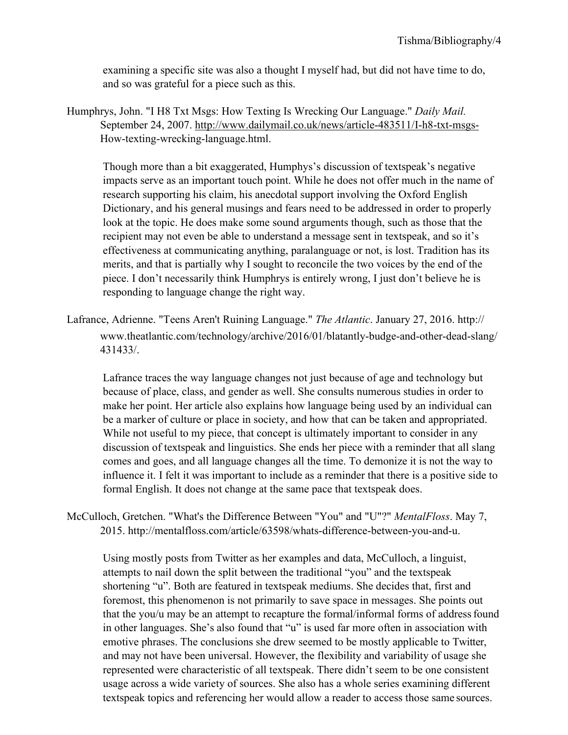examining a specific site was also a thought I myself had, but did not have time to do, and so was grateful for a piece such as this.

Humphrys, John. "I H8 Txt Msgs: How Texting Is Wrecking Our Language." *Daily Mail.* September 24, 2007. http://www.dailymail.co.uk/news/article-483511/I-h8-txt-msgs-How-texting-wrecking-language.html.

> Though more than a bit exaggerated, Humphys's discussion of textspeak's negative impacts serve as an important touch point. While he does not offer much in the name of research supporting his claim, his anecdotal support involving the Oxford English Dictionary, and his general musings and fears need to be addressed in order to properly look at the topic. He does make some sound arguments though, such as those that the recipient may not even be able to understand a message sent in textspeak, and so it's effectiveness at communicating anything, paralanguage or not, is lost. Tradition has its merits, and that is partially why I sought to reconcile the two voices by the end of the piece. I don't necessarily think Humphrys is entirely wrong, I just don't believe he is responding to language change the right way.

Lafrance, Adrienne. "Teens Aren't Ruining Language." *The Atlantic*. January 27, 2016. http://www.theatlantic.com/technology/archive/2016/01/blatantly-budge-and-other-dead-slang/431433/.

> Lafrance traces the way language changes not just because of age and technology but because of place, class, and gender as well. She consults numerous studies in order to make her point. Her article also explains how language being used by an individual can be a marker of culture or place in society, and how that can be taken and appropriated. While not useful to my piece, that concept is ultimately important to consider in any discussion of textspeak and linguistics. She ends her piece with a reminder that all slang comes and goes, and all language changes all the time. To demonize it is not the way to influence it. I felt it was important to include as a reminder that there is a positive side to formal English. It does not change at the same pace that textspeak does.

McCulloch, Gretchen. "What's the Difference Between "You" and "U"?" *MentalFloss*. May 7, 2015. http://mentalfloss.com/article/63598/whats-difference-between-you-and-u.

> Using mostly posts from Twitter as her examples and data, McCulloch, a linguist, attempts to nail down the split between the traditional "you" and the textspeak shortening "u". Both are featured in textspeak mediums. She decides that, first and foremost, this phenomenon is not primarily to save space in messages. She points out that the you/u may be an attempt to recapture the formal/informal forms of address found in other languages. She's also found that "u" is used far more often in association with emotive phrases. The conclusions she drew seemed to be mostly applicable to Twitter, and may not have been universal. However, the flexibility and variability of usage she represented were characteristic of all textspeak. There didn't seem to be one consistent usage across a wide variety of sources. She also has a whole series examining different textspeak topics and referencing her would allow a reader to access those same sources.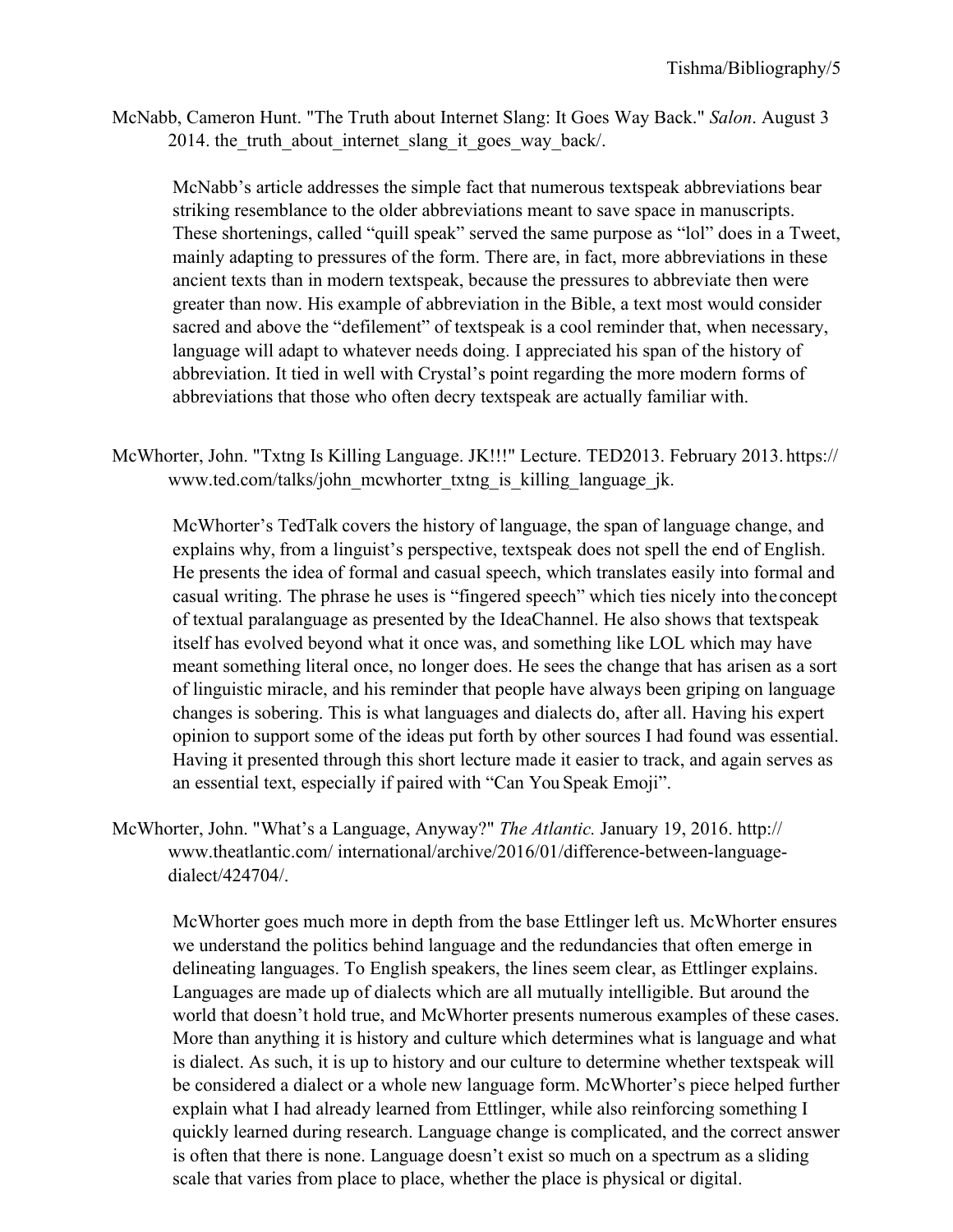McNabb, Cameron Hunt. "The Truth about Internet Slang: It Goes Way Back." *Salon*. August 3 2014. the_truth_about_internet_slang_it_goes_way_back/.

> McNabb's article addresses the simple fact that numerous textspeak abbreviations bear striking resemblance to the older abbreviations meant to save space in manuscripts. These shortenings, called "quill speak" served the same purpose as "lol" does in a Tweet, mainly adapting to pressures of the form. There are, in fact, more abbreviations in these ancient texts than in modern textspeak, because the pressures to abbreviate then were greater than now. His example of abbreviation in the Bible, a text most would consider sacred and above the "defilement" of textspeak is a cool reminder that, when necessary, language will adapt to whatever needs doing. I appreciated his span of the history of abbreviation. It tied in well with Crystal's point regarding the more modern forms of abbreviations that those who often decry textspeak are actually familiar with.

McWhorter, John. "Txtng Is Killing Language. JK!!!" Lecture. TED2013. February 2013. https://www.ted.com/talks/john_mcwhorter_txtng_is_killing_language_jk.

> McWhorter's TedTalk covers the history of language, the span of language change, and explains why, from a linguist's perspective, textspeak does not spell the end of English. He presents the idea of formal and casual speech, which translates easily into formal and casual writing. The phrase he uses is "fingered speech" which ties nicely into the concept of textual paralanguage as presented by the IdeaChannel. He also shows that textspeak itself has evolved beyond what it once was, and something like LOL which may have meant something literal once, no longer does. He sees the change that has arisen as a sort of linguistic miracle, and his reminder that people have always been griping on language changes is sobering. This is what languages and dialects do, after all. Having his expert opinion to support some of the ideas put forth by other sources I had found was essential. Having it presented through this short lecture made it easier to track, and again serves as an essential text, especially if paired with "Can You Speak Emoji".

McWhorter, John. "What's a Language, Anyway?" *The Atlantic.* January 19, 2016. http://www.theatlantic.com/ international/archive/2016/01/difference-between-language-dialect/424704/.

> McWhorter goes much more in depth from the base Ettlinger left us. McWhorter ensures we understand the politics behind language and the redundancies that often emerge in delineating languages. To English speakers, the lines seem clear, as Ettlinger explains. Languages are made up of dialects which are all mutually intelligible. But around the world that doesn't hold true, and McWhorter presents numerous examples of these cases. More than anything it is history and culture which determines what is language and what is dialect. As such, it is up to history and our culture to determine whether textspeak will be considered a dialect or a whole new language form. McWhorter's piece helped further explain what I had already learned from Ettlinger, while also reinforcing something I quickly learned during research. Language change is complicated, and the correct answer is often that there is none. Language doesn't exist so much on a spectrum as a sliding scale that varies from place to place, whether the place is physical or digital.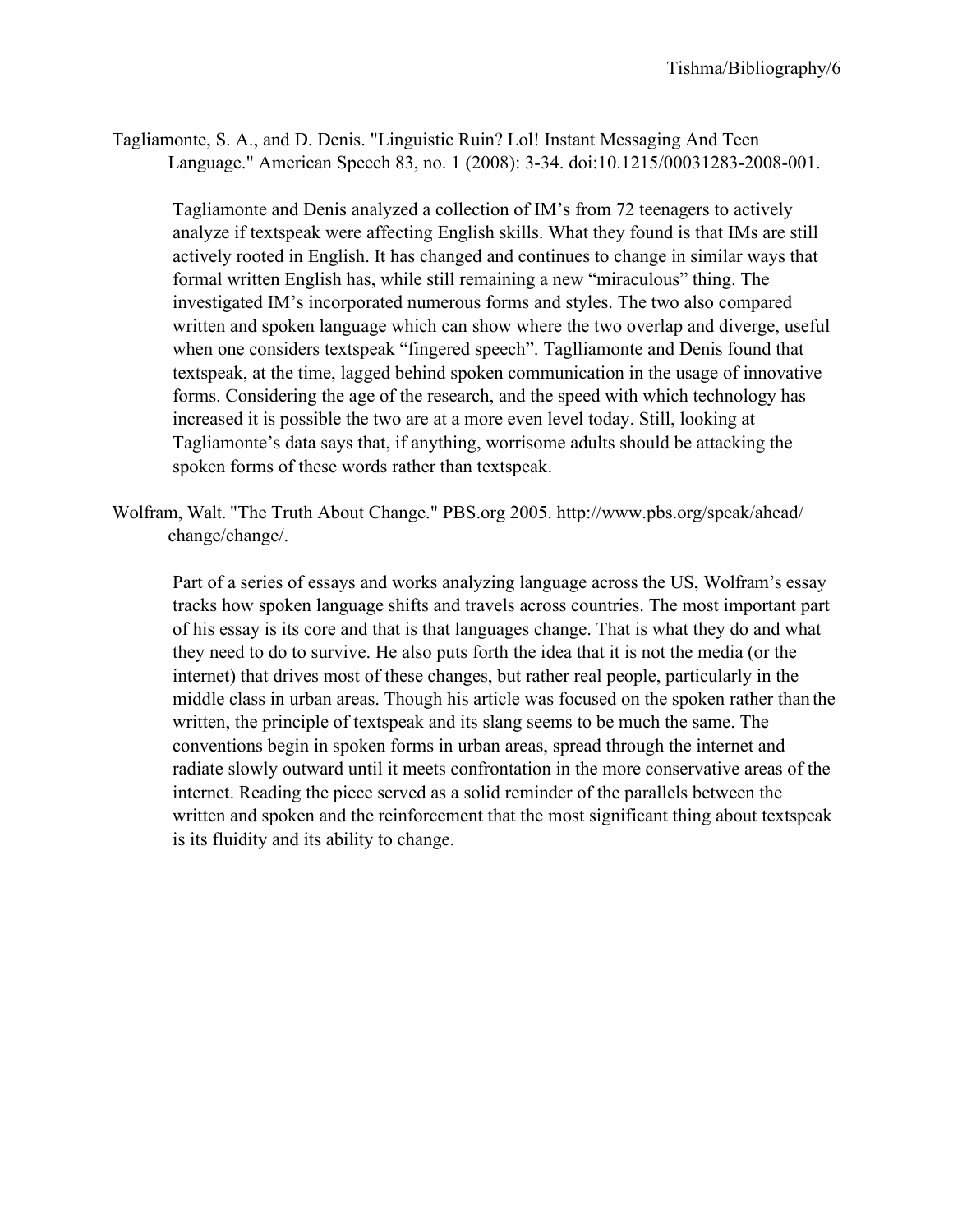Tagliamonte, S. A., and D. Denis. "Linguistic Ruin? Lol! Instant Messaging And Teen Language." American Speech 83, no. 1 (2008): 3-34. doi:10.1215/00031283-2008-001.

> Tagliamonte and Denis analyzed a collection of IM's from 72 teenagers to actively analyze if textspeak were affecting English skills. What they found is that IMs are still actively rooted in English. It has changed and continues to change in similar ways that formal written English has, while still remaining a new "miraculous" thing. The investigated IM's incorporated numerous forms and styles. The two also compared written and spoken language which can show where the two overlap and diverge, useful when one considers textspeak "fingered speech". Taglliamonte and Denis found that textspeak, at the time, lagged behind spoken communication in the usage of innovative forms. Considering the age of the research, and the speed with which technology has increased it is possible the two are at a more even level today. Still, looking at Tagliamonte's data says that, if anything, worrisome adults should be attacking the spoken forms of these words rather than textspeak.

Wolfram, Walt. "The Truth About Change." PBS.org 2005. http://www.pbs.org/speak/ahead/change/change/.

> Part of a series of essays and works analyzing language across the US, Wolfram's essay tracks how spoken language shifts and travels across countries. The most important part of his essay is its core and that is that languages change. That is what they do and what they need to do to survive. He also puts forth the idea that it is not the media (or the internet) that drives most of these changes, but rather real people, particularly in the middle class in urban areas. Though his article was focused on the spoken rather than the written, the principle of textspeak and its slang seems to be much the same. The conventions begin in spoken forms in urban areas, spread through the internet and radiate slowly outward until it meets confrontation in the more conservative areas of the internet. Reading the piece served as a solid reminder of the parallels between the written and spoken and the reinforcement that the most significant thing about textspeak is its fluidity and its ability to change.